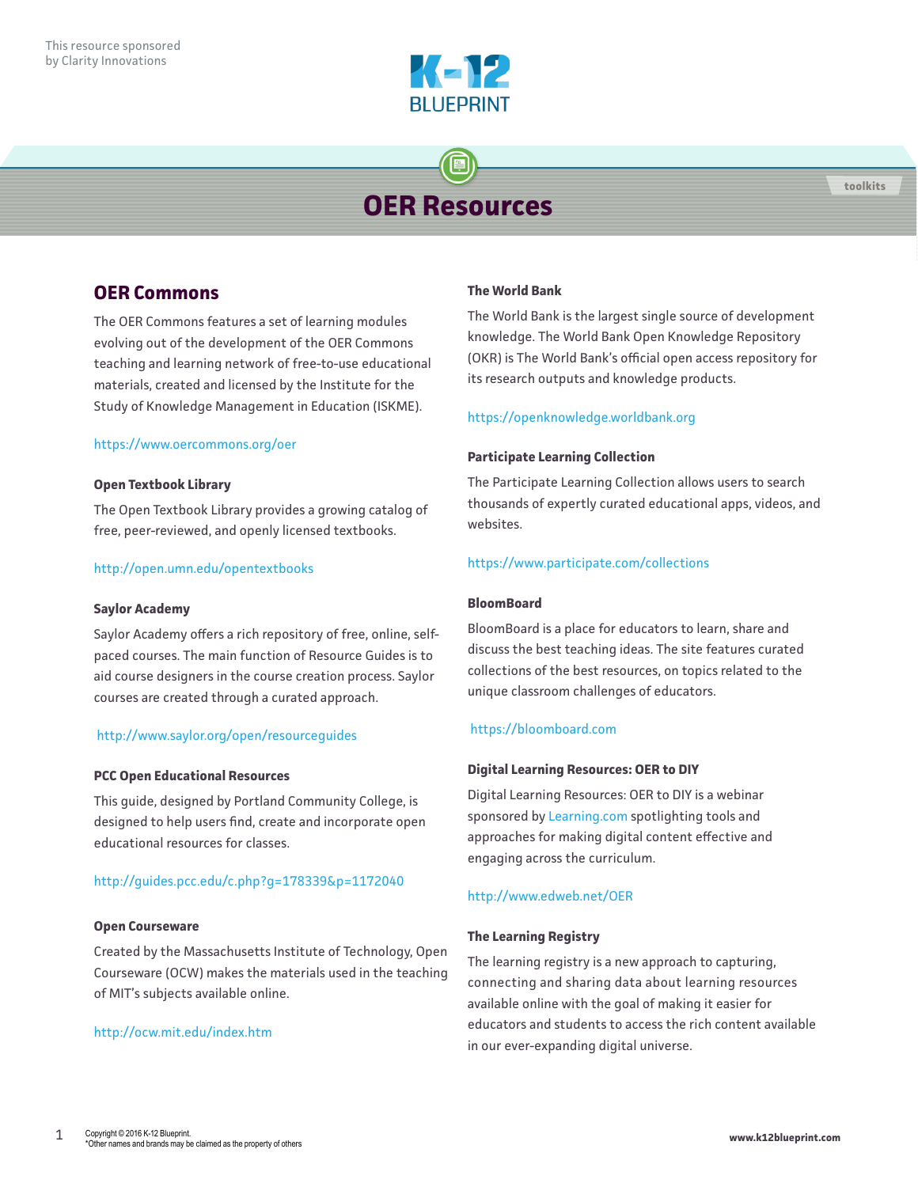This resource sponsored by Clarity Innovations

K-12 BLUEPRINT

toolkits

# OER Resources

## OER Commons

The OER Commons features a set of learning modules evolving out of the development of the OER Commons teaching and learning network of free-to-use educational materials, created and licensed by the Institute for the Study of Knowledge Management in Education (ISKME).

https://www.oercommons.org/oer

### Open Textbook Library

The Open Textbook Library provides a growing catalog of free, peer-reviewed, and openly licensed textbooks.

http://open.umn.edu/opentextbooks

### Saylor Academy

Saylor Academy offers a rich repository of free, online, self-paced courses. The main function of Resource Guides is to aid course designers in the course creation process. Saylor courses are created through a curated approach.

http://www.saylor.org/open/resourceguides

### PCC Open Educational Resources

This guide, designed by Portland Community College, is designed to help users find, create and incorporate open educational resources for classes.

http://guides.pcc.edu/c.php?g=178339&p=1172040

### Open Courseware

Created by the Massachusetts Institute of Technology, Open Courseware (OCW) makes the materials used in the teaching of MIT's subjects available online.

http://ocw.mit.edu/index.htm

### The World Bank

The World Bank is the largest single source of development knowledge. The World Bank Open Knowledge Repository (OKR) is The World Bank's official open access repository for its research outputs and knowledge products.

https://openknowledge.worldbank.org

### Participate Learning Collection

The Participate Learning Collection allows users to search thousands of expertly curated educational apps, videos, and websites.

https://www.participate.com/collections

### BloomBoard

BloomBoard is a place for educators to learn, share and discuss the best teaching ideas. The site features curated collections of the best resources, on topics related to the unique classroom challenges of educators.

https://bloomboard.com

### Digital Learning Resources: OER to DIY

Digital Learning Resources: OER to DIY is a webinar sponsored by Learning.com spotlighting tools and approaches for making digital content effective and engaging across the curriculum.

http://www.edweb.net/OER

### The Learning Registry

The learning registry is a new approach to capturing, connecting and sharing data about learning resources available online with the goal of making it easier for educators and students to access the rich content available in our ever-expanding digital universe.

Copyright © 2016 K-12 Blueprint.
*Other names and brands may be claimed as the property of others

www.k12blueprint.com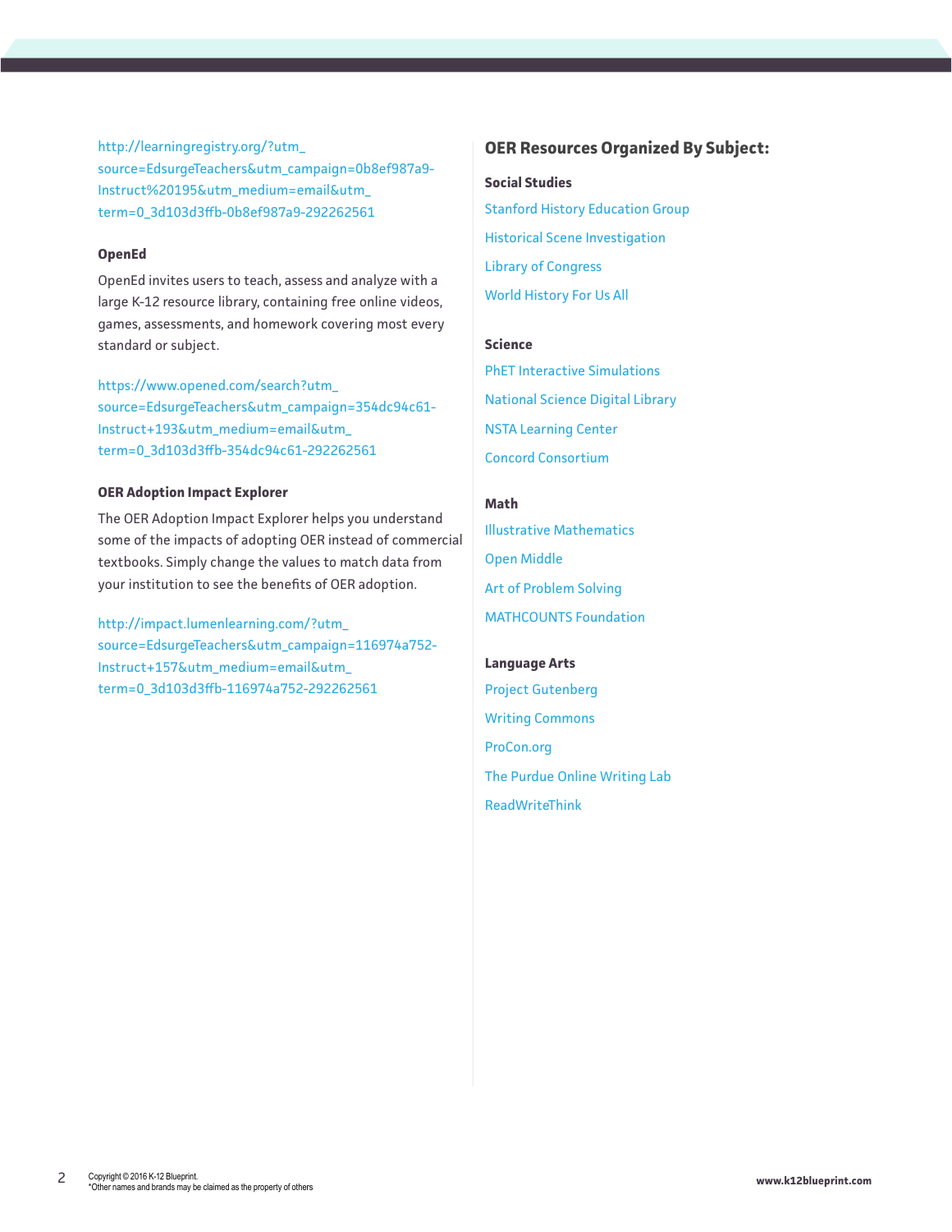http://learningregistry.org/?utm_source=EdsurgeTeachers&utm_campaign=0b8ef987a9-Instruct%20195&utm_medium=email&utm_term=0_3d103d3ffb-0b8ef987a9-292262561

### OpenEd

OpenEd invites users to teach, assess and analyze with a large K-12 resource library, containing free online videos, games, assessments, and homework covering most every standard or subject.

https://www.opened.com/search?utm_source=EdsurgeTeachers&utm_campaign=354dc94c61-Instruct+193&utm_medium=email&utm_term=0_3d103d3ffb-354dc94c61-292262561

### OER Adoption Impact Explorer

The OER Adoption Impact Explorer helps you understand some of the impacts of adopting OER instead of commercial textbooks. Simply change the values to match data from your institution to see the benefits of OER adoption.

http://impact.lumenlearning.com/?utm_source=EdsurgeTeachers&utm_campaign=116974a752-Instruct+157&utm_medium=email&utm_term=0_3d103d3ffb-116974a752-292262561

## OER Resources Organized By Subject:

### Social Studies

Stanford History Education Group

Historical Scene Investigation

Library of Congress

World History For Us All

### Science

PhET Interactive Simulations

National Science Digital Library

NSTA Learning Center

Concord Consortium

### Math

Illustrative Mathematics

Open Middle

Art of Problem Solving

MATHCOUNTS Foundation

### Language Arts

Project Gutenberg

Writing Commons

ProCon.org

The Purdue Online Writing Lab

ReadWriteThink

Copyright © 2016 K-12 Blueprint.
*Other names and brands may be claimed as the property of others

www.k12blueprint.com